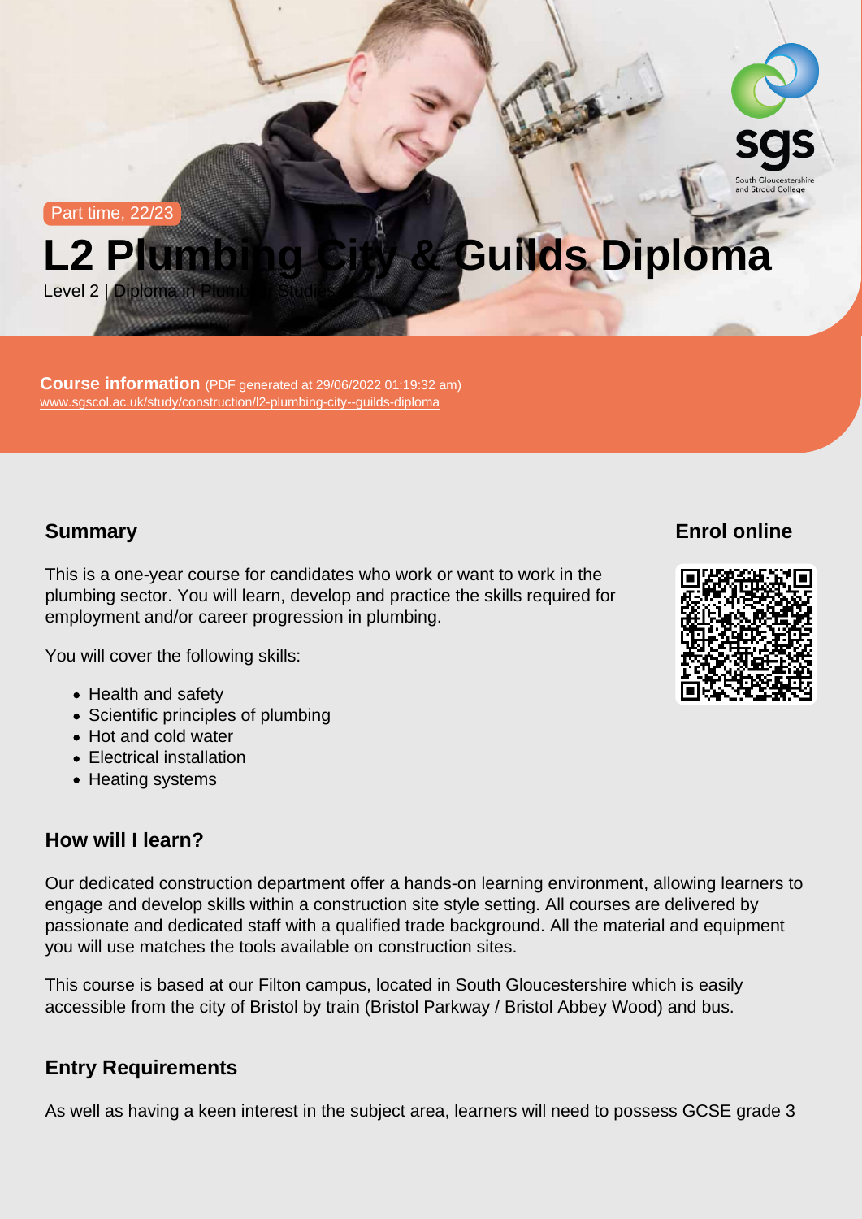Part time, 22/23

# L2 Plumbing City & Guilds Diploma

Level 2 | Diploma in Plumbing Studies

**Course information** (PDF generated at 29/06/2022 01:19:32 am)
www.sgscol.ac.uk/study/construction/l2-plumbing-city--guilds-diploma

## Summary

This is a one-year course for candidates who work or want to work in the plumbing sector. You will learn, develop and practice the skills required for employment and/or career progression in plumbing.

You will cover the following skills:

- Health and safety
- Scientific principles of plumbing
- Hot and cold water
- Electrical installation
- Heating systems

## Enrol online

## How will I learn?

Our dedicated construction department offer a hands-on learning environment, allowing learners to engage and develop skills within a construction site style setting. All courses are delivered by passionate and dedicated staff with a qualified trade background. All the material and equipment you will use matches the tools available on construction sites.

This course is based at our Filton campus, located in South Gloucestershire which is easily accessible from the city of Bristol by train (Bristol Parkway / Bristol Abbey Wood) and bus.

## Entry Requirements

As well as having a keen interest in the subject area, learners will need to possess GCSE grade 3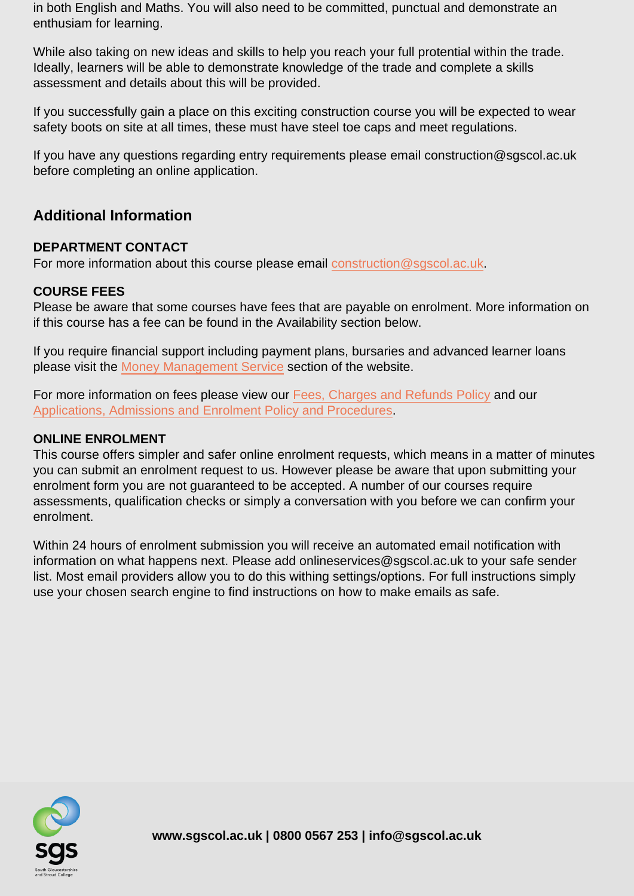in both English and Maths. You will also need to be committed, punctual and demonstrate an enthusiam for learning.

While also taking on new ideas and skills to help you reach your full protential within the trade. Ideally, learners will be able to demonstrate knowledge of the trade and complete a skills assessment and details about this will be provided.

If you successfully gain a place on this exciting construction course you will be expected to wear safety boots on site at all times, these must have steel toe caps and meet regulations.

If you have any questions regarding entry requirements please email construction@sgscol.ac.uk before completing an online application.

## Additional Information

**DEPARTMENT CONTACT**
For more information about this course please email construction@sgscol.ac.uk.

**COURSE FEES**
Please be aware that some courses have fees that are payable on enrolment. More information on if this course has a fee can be found in the Availability section below.

If you require financial support including payment plans, bursaries and advanced learner loans please visit the Money Management Service section of the website.

For more information on fees please view our Fees, Charges and Refunds Policy and our Applications, Admissions and Enrolment Policy and Procedures.

**ONLINE ENROLMENT**
This course offers simpler and safer online enrolment requests, which means in a matter of minutes you can submit an enrolment request to us. However please be aware that upon submitting your enrolment form you are not guaranteed to be accepted. A number of our courses require assessments, qualification checks or simply a conversation with you before we can confirm your enrolment.

Within 24 hours of enrolment submission you will receive an automated email notification with information on what happens next. Please add onlineservices@sgscol.ac.uk to your safe sender list. Most email providers allow you to do this withing settings/options. For full instructions simply use your chosen search engine to find instructions on how to make emails as safe.